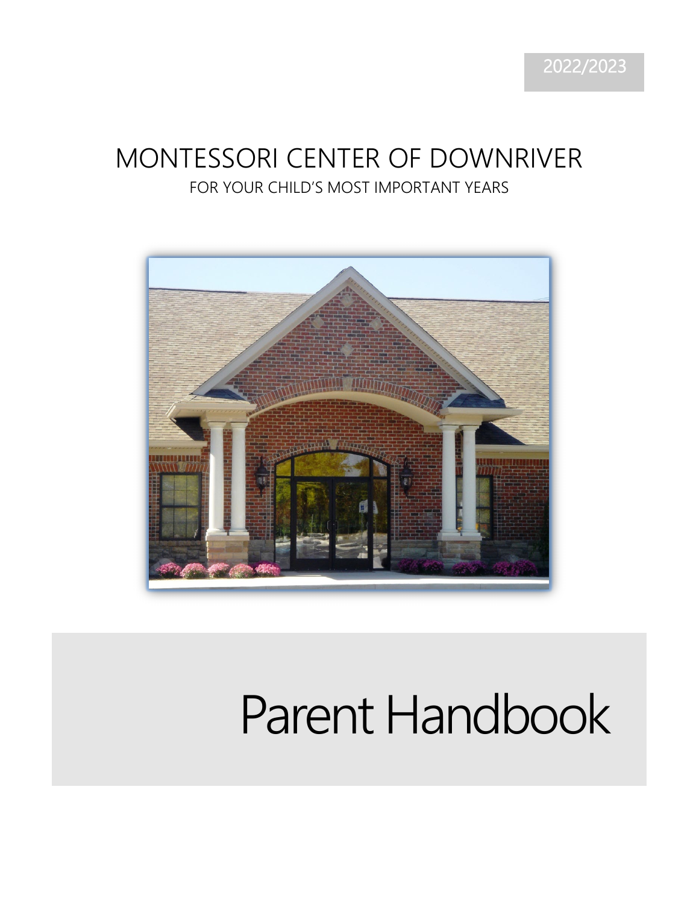2022/2023

# MONTESSORI CENTER OF DOWNRIVER

FOR YOUR CHILD'S MOST IMPORTANT YEARS

# Parent Handbook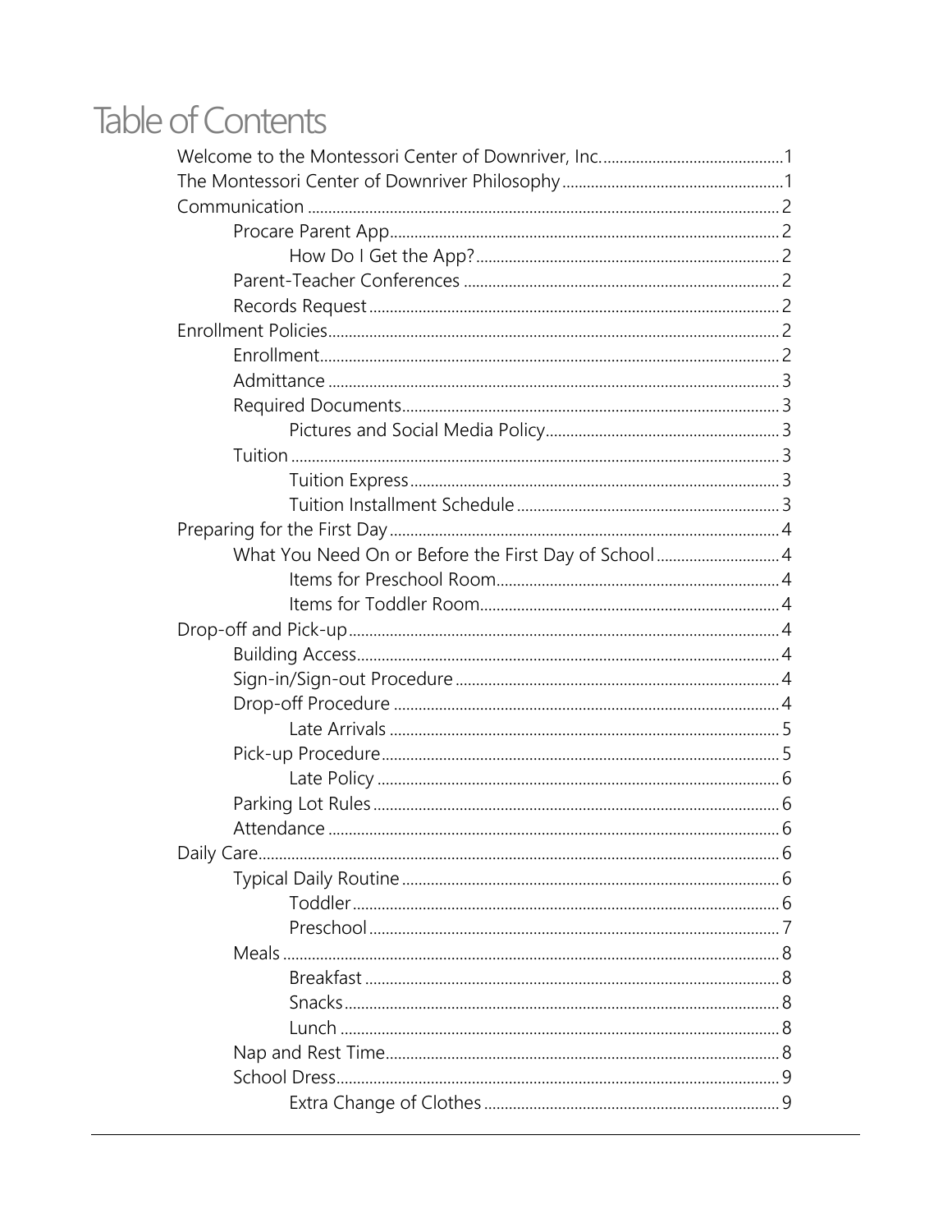# Table of Contents

- Welcome to the Montessori Center of Downriver, Inc. ........ 1
- The Montessori Center of Downriver Philosophy ........ 1
- Communication ........ 2
  - Procare Parent App ........ 2
    - How Do I Get the App? ........ 2
  - Parent-Teacher Conferences ........ 2
  - Records Request ........ 2
- Enrollment Policies ........ 2
  - Enrollment ........ 2
  - Admittance ........ 3
  - Required Documents ........ 3
    - Pictures and Social Media Policy ........ 3
  - Tuition ........ 3
    - Tuition Express ........ 3
    - Tuition Installment Schedule ........ 3
- Preparing for the First Day ........ 4
  - What You Need On or Before the First Day of School ........ 4
    - Items for Preschool Room ........ 4
    - Items for Toddler Room ........ 4
- Drop-off and Pick-up ........ 4
  - Building Access ........ 4
  - Sign-in/Sign-out Procedure ........ 4
  - Drop-off Procedure ........ 4
    - Late Arrivals ........ 5
  - Pick-up Procedure ........ 5
    - Late Policy ........ 6
  - Parking Lot Rules ........ 6
  - Attendance ........ 6
- Daily Care ........ 6
  - Typical Daily Routine ........ 6
    - Toddler ........ 6
    - Preschool ........ 7
  - Meals ........ 8
    - Breakfast ........ 8
    - Snacks ........ 8
    - Lunch ........ 8
  - Nap and Rest Time ........ 8
  - School Dress ........ 9
    - Extra Change of Clothes ........ 9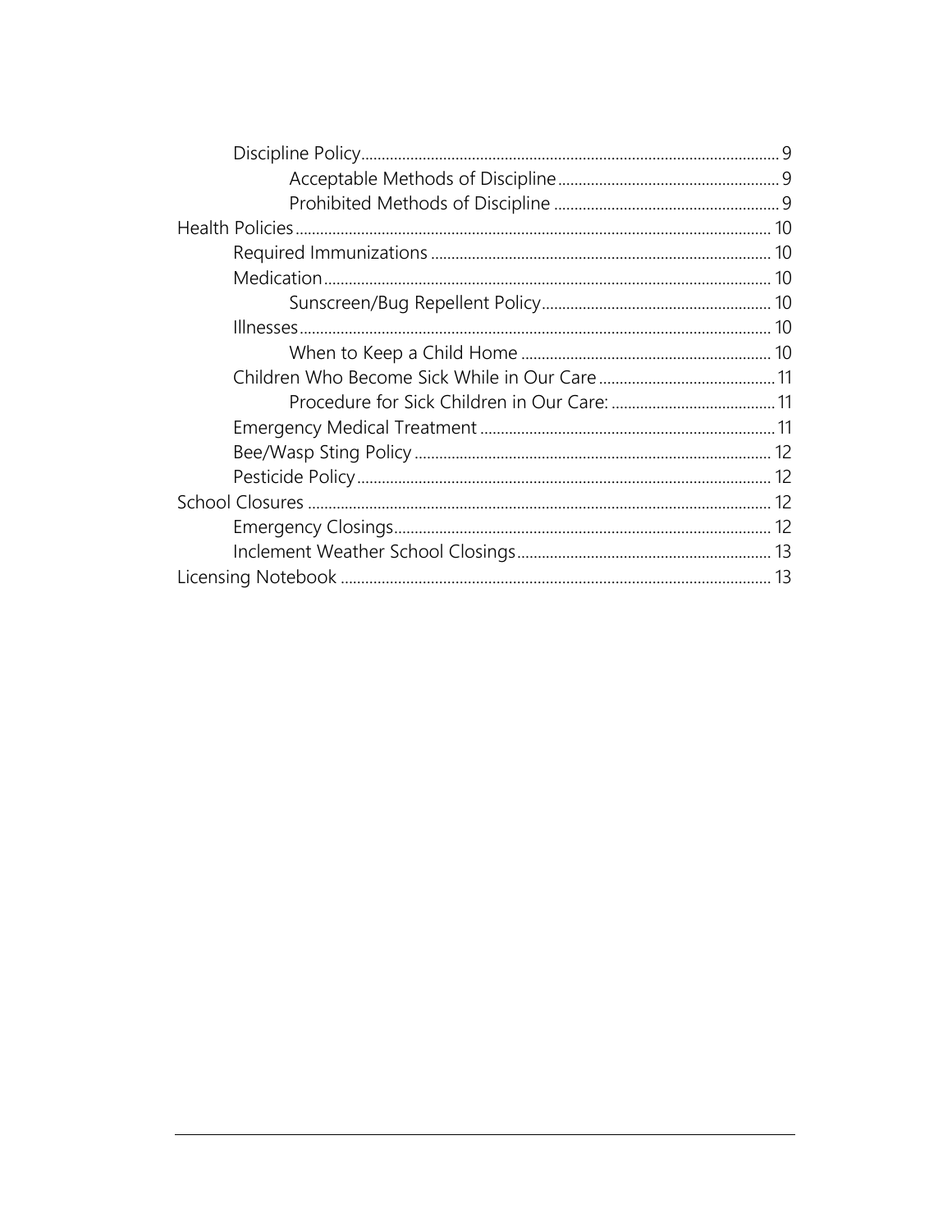- Discipline Policy ........ 9
  - Acceptable Methods of Discipline ........ 9
  - Prohibited Methods of Discipline ........ 9
- Health Policies ........ 10
  - Required Immunizations ........ 10
  - Medication ........ 10
    - Sunscreen/Bug Repellent Policy ........ 10
  - Illnesses ........ 10
    - When to Keep a Child Home ........ 10
  - Children Who Become Sick While in Our Care ........ 11
    - Procedure for Sick Children in Our Care: ........ 11
  - Emergency Medical Treatment ........ 11
  - Bee/Wasp Sting Policy ........ 12
  - Pesticide Policy ........ 12
- School Closures ........ 12
  - Emergency Closings ........ 12
  - Inclement Weather School Closings ........ 13
- Licensing Notebook ........ 13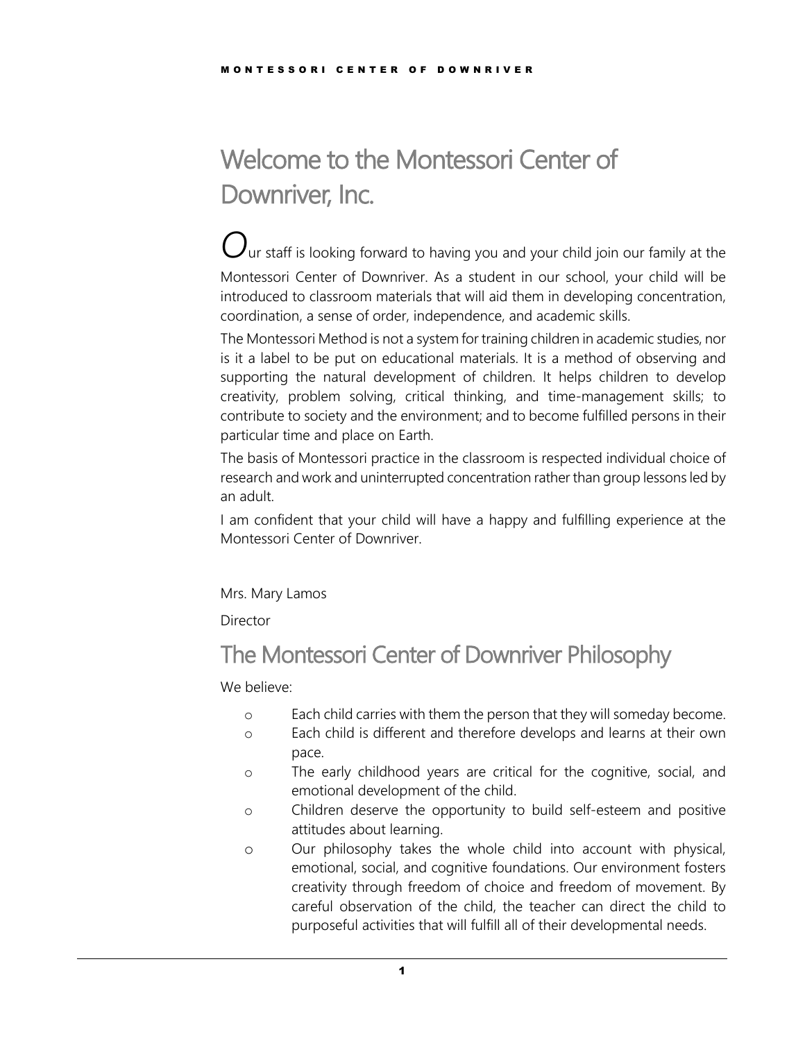# Welcome to the Montessori Center of Downriver, Inc.

Our staff is looking forward to having you and your child join our family at the Montessori Center of Downriver. As a student in our school, your child will be introduced to classroom materials that will aid them in developing concentration, coordination, a sense of order, independence, and academic skills.

The Montessori Method is not a system for training children in academic studies, nor is it a label to be put on educational materials. It is a method of observing and supporting the natural development of children. It helps children to develop creativity, problem solving, critical thinking, and time-management skills; to contribute to society and the environment; and to become fulfilled persons in their particular time and place on Earth.

The basis of Montessori practice in the classroom is respected individual choice of research and work and uninterrupted concentration rather than group lessons led by an adult.

I am confident that your child will have a happy and fulfilling experience at the Montessori Center of Downriver.

Mrs. Mary Lamos

Director

# The Montessori Center of Downriver Philosophy

We believe:

- Each child carries with them the person that they will someday become.
- Each child is different and therefore develops and learns at their own pace.
- The early childhood years are critical for the cognitive, social, and emotional development of the child.
- Children deserve the opportunity to build self-esteem and positive attitudes about learning.
- Our philosophy takes the whole child into account with physical, emotional, social, and cognitive foundations. Our environment fosters creativity through freedom of choice and freedom of movement. By careful observation of the child, the teacher can direct the child to purposeful activities that will fulfill all of their developmental needs.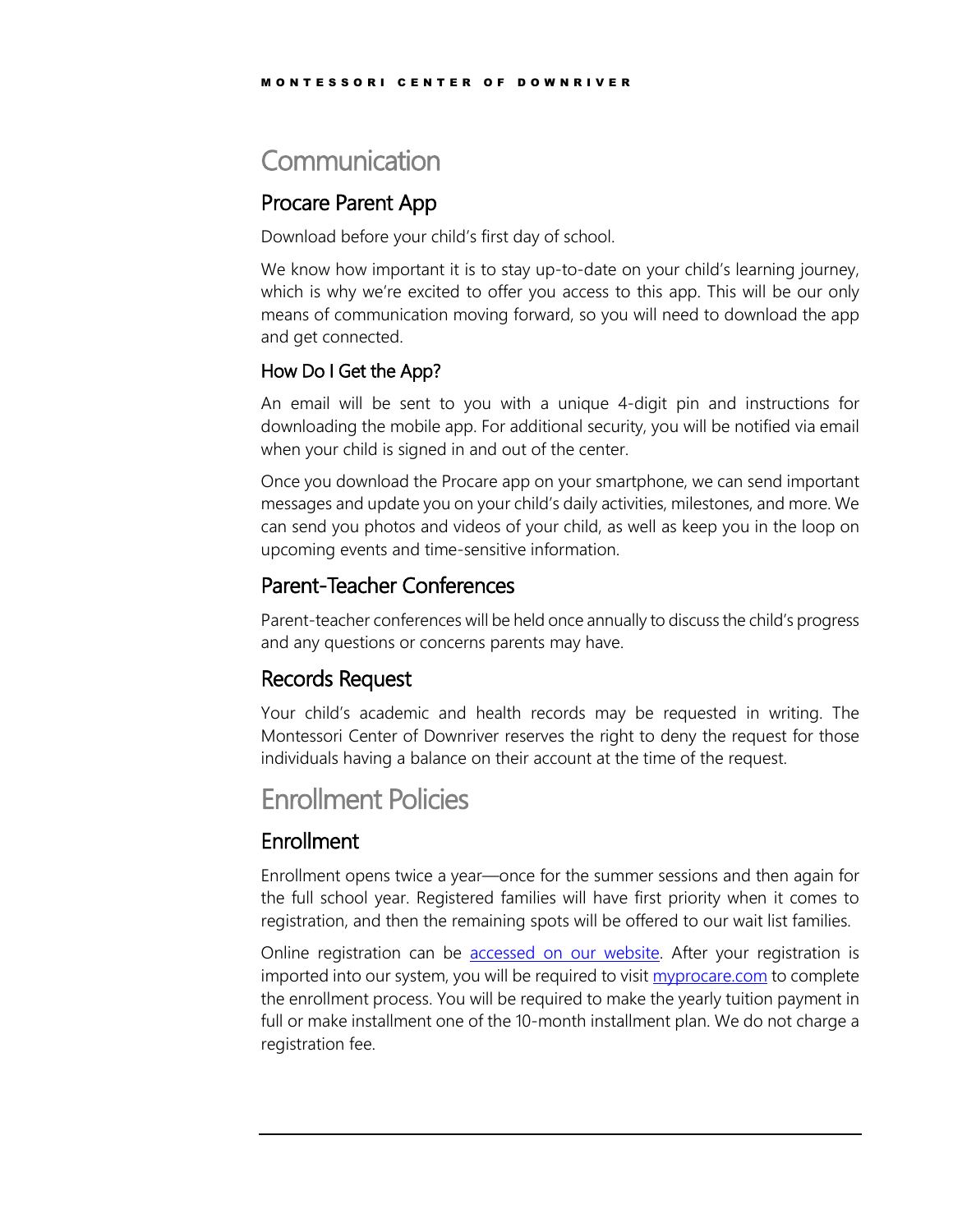# Communication

## Procare Parent App

Download before your child's first day of school.

We know how important it is to stay up-to-date on your child's learning journey, which is why we're excited to offer you access to this app. This will be our only means of communication moving forward, so you will need to download the app and get connected.

### How Do I Get the App?

An email will be sent to you with a unique 4-digit pin and instructions for downloading the mobile app. For additional security, you will be notified via email when your child is signed in and out of the center.

Once you download the Procare app on your smartphone, we can send important messages and update you on your child's daily activities, milestones, and more. We can send you photos and videos of your child, as well as keep you in the loop on upcoming events and time-sensitive information.

## Parent-Teacher Conferences

Parent-teacher conferences will be held once annually to discuss the child's progress and any questions or concerns parents may have.

## Records Request

Your child's academic and health records may be requested in writing. The Montessori Center of Downriver reserves the right to deny the request for those individuals having a balance on their account at the time of the request.

# Enrollment Policies

## Enrollment

Enrollment opens twice a year—once for the summer sessions and then again for the full school year. Registered families will have first priority when it comes to registration, and then the remaining spots will be offered to our wait list families.

Online registration can be accessed on our website. After your registration is imported into our system, you will be required to visit myprocare.com to complete the enrollment process. You will be required to make the yearly tuition payment in full or make installment one of the 10-month installment plan. We do not charge a registration fee.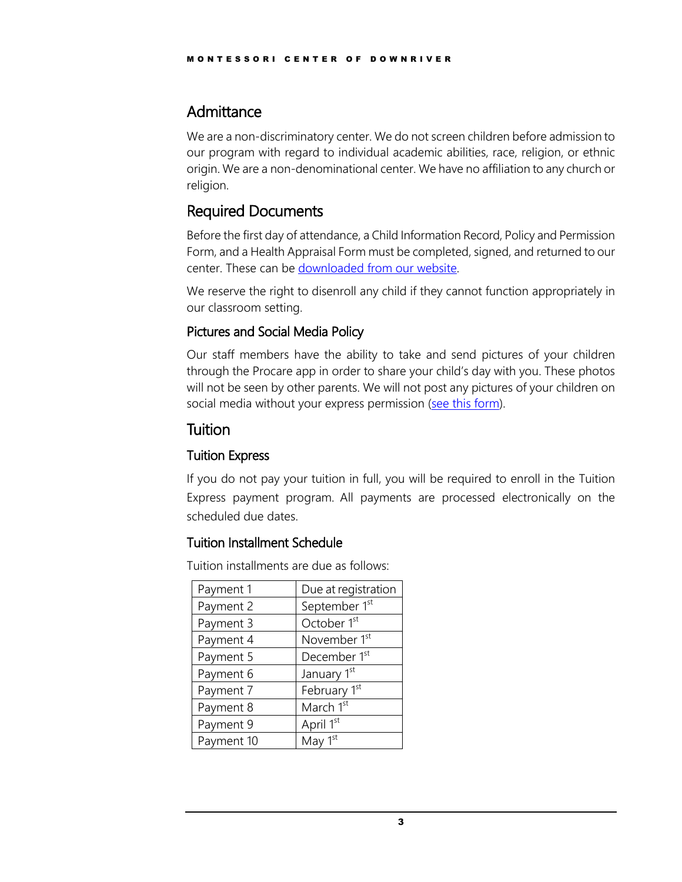## Admittance

We are a non-discriminatory center. We do not screen children before admission to our program with regard to individual academic abilities, race, religion, or ethnic origin. We are a non-denominational center. We have no affiliation to any church or religion.

## Required Documents

Before the first day of attendance, a Child Information Record, Policy and Permission Form, and a Health Appraisal Form must be completed, signed, and returned to our center. These can be downloaded from our website.

We reserve the right to disenroll any child if they cannot function appropriately in our classroom setting.

### Pictures and Social Media Policy

Our staff members have the ability to take and send pictures of your children through the Procare app in order to share your child's day with you. These photos will not be seen by other parents. We will not post any pictures of your children on social media without your express permission (see this form).

## Tuition

### Tuition Express

If you do not pay your tuition in full, you will be required to enroll in the Tuition Express payment program. All payments are processed electronically on the scheduled due dates.

### Tuition Installment Schedule

Tuition installments are due as follows:

| | |
|---|---|
| Payment 1 | Due at registration |
| Payment 2 | September 1st |
| Payment 3 | October 1st |
| Payment 4 | November 1st |
| Payment 5 | December 1st |
| Payment 6 | January 1st |
| Payment 7 | February 1st |
| Payment 8 | March 1st |
| Payment 9 | April 1st |
| Payment 10 | May 1st |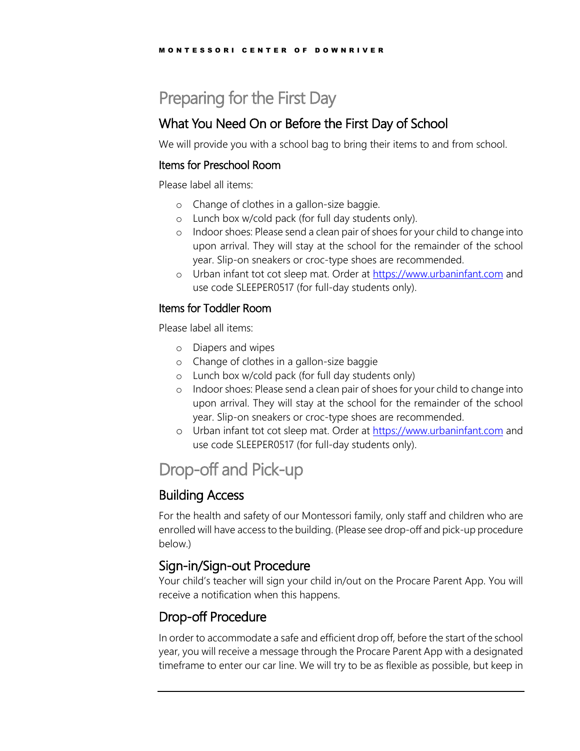# Preparing for the First Day

## What You Need On or Before the First Day of School

We will provide you with a school bag to bring their items to and from school.

### Items for Preschool Room

Please label all items:

- Change of clothes in a gallon-size baggie.
- Lunch box w/cold pack (for full day students only).
- Indoor shoes: Please send a clean pair of shoes for your child to change into upon arrival. They will stay at the school for the remainder of the school year. Slip-on sneakers or croc-type shoes are recommended.
- Urban infant tot cot sleep mat. Order at https://www.urbaninfant.com and use code SLEEPER0517 (for full-day students only).

### Items for Toddler Room

Please label all items:

- Diapers and wipes
- Change of clothes in a gallon-size baggie
- Lunch box w/cold pack (for full day students only)
- Indoor shoes: Please send a clean pair of shoes for your child to change into upon arrival. They will stay at the school for the remainder of the school year. Slip-on sneakers or croc-type shoes are recommended.
- Urban infant tot cot sleep mat. Order at https://www.urbaninfant.com and use code SLEEPER0517 (for full-day students only).

# Drop-off and Pick-up

## Building Access

For the health and safety of our Montessori family, only staff and children who are enrolled will have access to the building. (Please see drop-off and pick-up procedure below.)

## Sign-in/Sign-out Procedure

Your child's teacher will sign your child in/out on the Procare Parent App. You will receive a notification when this happens.

## Drop-off Procedure

In order to accommodate a safe and efficient drop off, before the start of the school year, you will receive a message through the Procare Parent App with a designated timeframe to enter our car line. We will try to be as flexible as possible, but keep in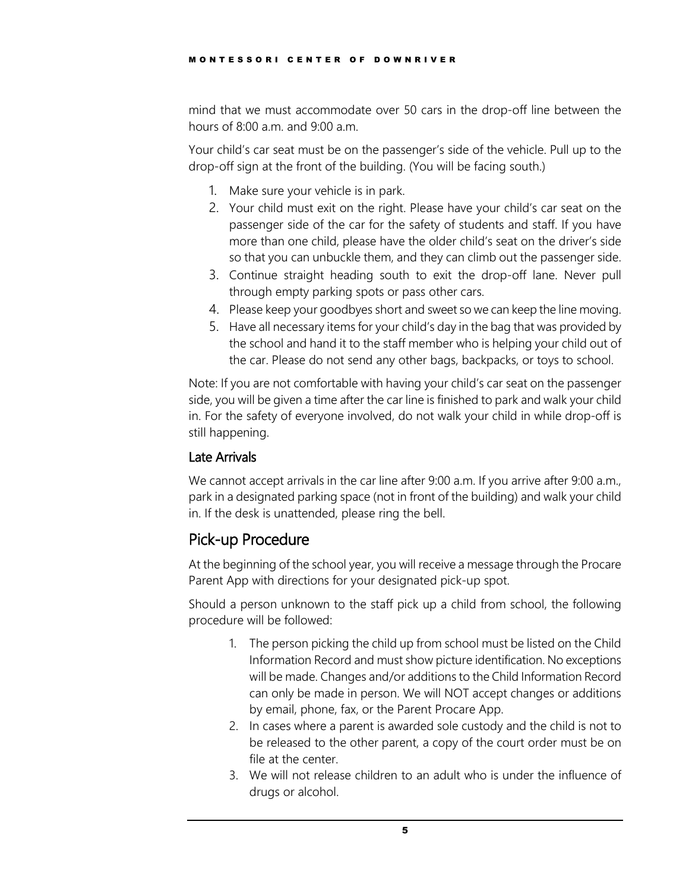mind that we must accommodate over 50 cars in the drop-off line between the hours of 8:00 a.m. and 9:00 a.m.

Your child's car seat must be on the passenger's side of the vehicle. Pull up to the drop-off sign at the front of the building. (You will be facing south.)

1. Make sure your vehicle is in park.
2. Your child must exit on the right. Please have your child's car seat on the passenger side of the car for the safety of students and staff. If you have more than one child, please have the older child's seat on the driver's side so that you can unbuckle them, and they can climb out the passenger side.
3. Continue straight heading south to exit the drop-off lane. Never pull through empty parking spots or pass other cars.
4. Please keep your goodbyes short and sweet so we can keep the line moving.
5. Have all necessary items for your child's day in the bag that was provided by the school and hand it to the staff member who is helping your child out of the car. Please do not send any other bags, backpacks, or toys to school.

Note: If you are not comfortable with having your child's car seat on the passenger side, you will be given a time after the car line is finished to park and walk your child in. For the safety of everyone involved, do not walk your child in while drop-off is still happening.

### Late Arrivals

We cannot accept arrivals in the car line after 9:00 a.m. If you arrive after 9:00 a.m., park in a designated parking space (not in front of the building) and walk your child in. If the desk is unattended, please ring the bell.

## Pick-up Procedure

At the beginning of the school year, you will receive a message through the Procare Parent App with directions for your designated pick-up spot.

Should a person unknown to the staff pick up a child from school, the following procedure will be followed:

1. The person picking the child up from school must be listed on the Child Information Record and must show picture identification. No exceptions will be made. Changes and/or additions to the Child Information Record can only be made in person. We will NOT accept changes or additions by email, phone, fax, or the Parent Procare App.
2. In cases where a parent is awarded sole custody and the child is not to be released to the other parent, a copy of the court order must be on file at the center.
3. We will not release children to an adult who is under the influence of drugs or alcohol.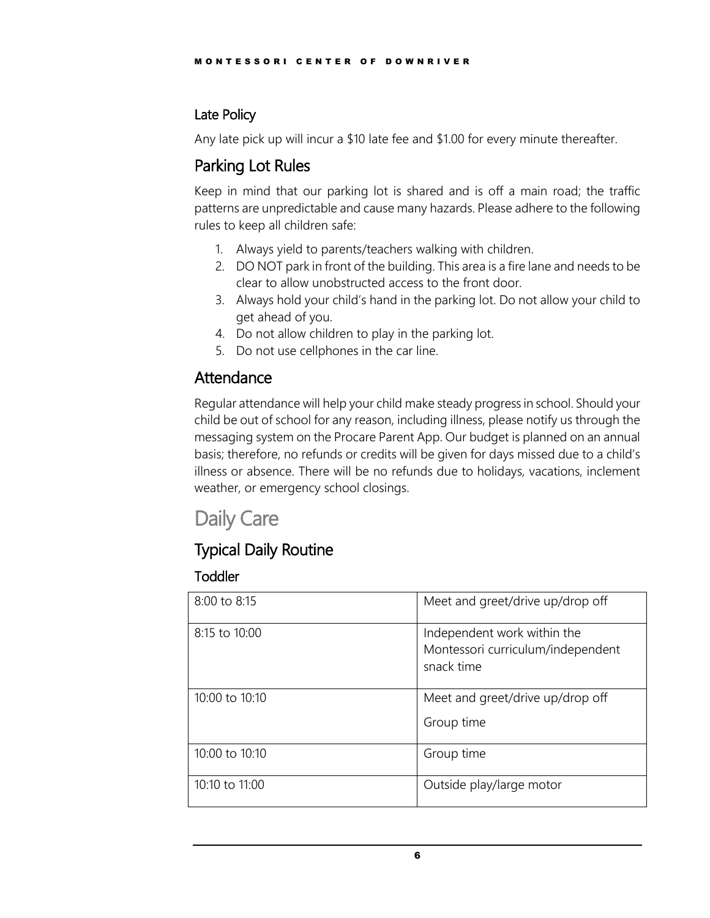### Late Policy

Any late pick up will incur a $10 late fee and $1.00 for every minute thereafter.

## Parking Lot Rules

Keep in mind that our parking lot is shared and is off a main road; the traffic patterns are unpredictable and cause many hazards. Please adhere to the following rules to keep all children safe:

1. Always yield to parents/teachers walking with children.
2. DO NOT park in front of the building. This area is a fire lane and needs to be clear to allow unobstructed access to the front door.
3. Always hold your child's hand in the parking lot. Do not allow your child to get ahead of you.
4. Do not allow children to play in the parking lot.
5. Do not use cellphones in the car line.

## Attendance

Regular attendance will help your child make steady progress in school. Should your child be out of school for any reason, including illness, please notify us through the messaging system on the Procare Parent App. Our budget is planned on an annual basis; therefore, no refunds or credits will be given for days missed due to a child's illness or absence. There will be no refunds due to holidays, vacations, inclement weather, or emergency school closings.

# Daily Care

## Typical Daily Routine

### Toddler

| | |
|---|---|
| 8:00 to 8:15 | Meet and greet/drive up/drop off |
| 8:15 to 10:00 | Independent work within the Montessori curriculum/independent snack time |
| 10:00 to 10:10 | Meet and greet/drive up/drop off<br>Group time |
| 10:00 to 10:10 | Group time |
| 10:10 to 11:00 | Outside play/large motor |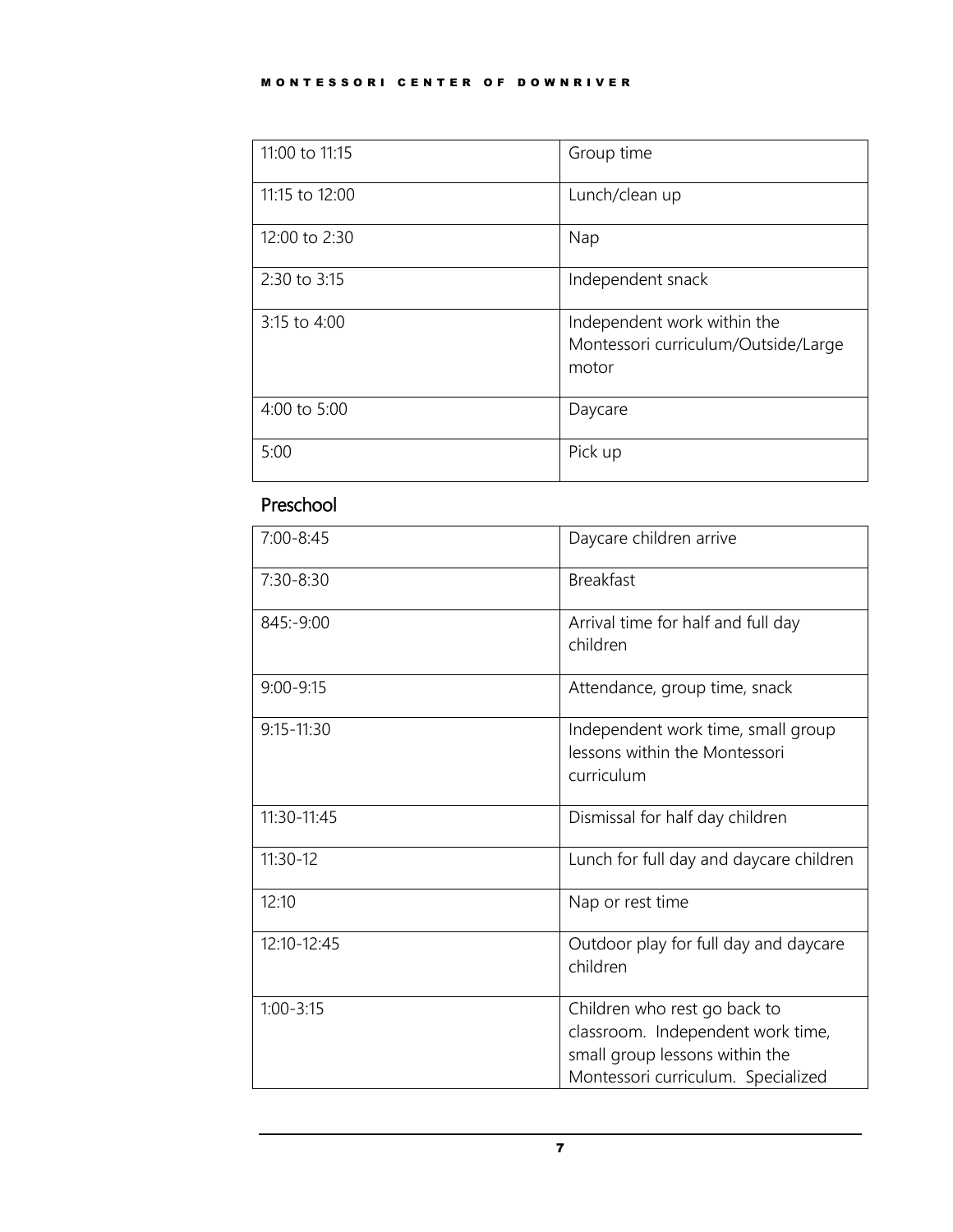| | |
|---|---|
| 11:00 to 11:15 | Group time |
| 11:15 to 12:00 | Lunch/clean up |
| 12:00 to 2:30 | Nap |
| 2:30 to 3:15 | Independent snack |
| 3:15 to 4:00 | Independent work within the Montessori curriculum/Outside/Large motor |
| 4:00 to 5:00 | Daycare |
| 5:00 | Pick up |

## Preschool

| | |
|---|---|
| 7:00-8:45 | Daycare children arrive |
| 7:30-8:30 | Breakfast |
| 845:-9:00 | Arrival time for half and full day children |
| 9:00-9:15 | Attendance, group time, snack |
| 9:15-11:30 | Independent work time, small group lessons within the Montessori curriculum |
| 11:30-11:45 | Dismissal for half day children |
| 11:30-12 | Lunch for full day and daycare children |
| 12:10 | Nap or rest time |
| 12:10-12:45 | Outdoor play for full day and daycare children |
| 1:00-3:15 | Children who rest go back to classroom. Independent work time, small group lessons within the Montessori curriculum. Specialized |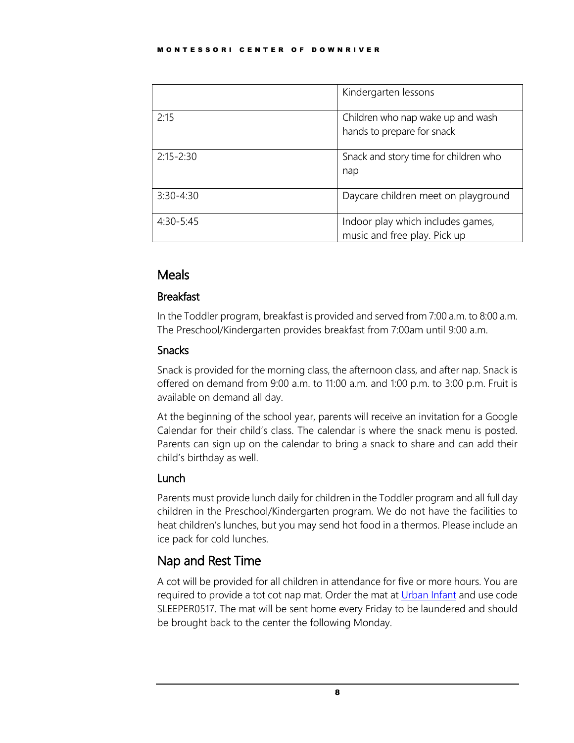| | |
|---|---|
| | Kindergarten lessons |
| 2:15 | Children who nap wake up and wash hands to prepare for snack |
| 2:15-2:30 | Snack and story time for children who nap |
| 3:30-4:30 | Daycare children meet on playground |
| 4:30-5:45 | Indoor play which includes games, music and free play. Pick up |

## Meals

### Breakfast

In the Toddler program, breakfast is provided and served from 7:00 a.m. to 8:00 a.m. The Preschool/Kindergarten provides breakfast from 7:00am until 9:00 a.m.

### Snacks

Snack is provided for the morning class, the afternoon class, and after nap. Snack is offered on demand from 9:00 a.m. to 11:00 a.m. and 1:00 p.m. to 3:00 p.m. Fruit is available on demand all day.

At the beginning of the school year, parents will receive an invitation for a Google Calendar for their child's class. The calendar is where the snack menu is posted. Parents can sign up on the calendar to bring a snack to share and can add their child's birthday as well.

### Lunch

Parents must provide lunch daily for children in the Toddler program and all full day children in the Preschool/Kindergarten program. We do not have the facilities to heat children's lunches, but you may send hot food in a thermos. Please include an ice pack for cold lunches.

## Nap and Rest Time

A cot will be provided for all children in attendance for five or more hours. You are required to provide a tot cot nap mat. Order the mat at Urban Infant and use code SLEEPER0517. The mat will be sent home every Friday to be laundered and should be brought back to the center the following Monday.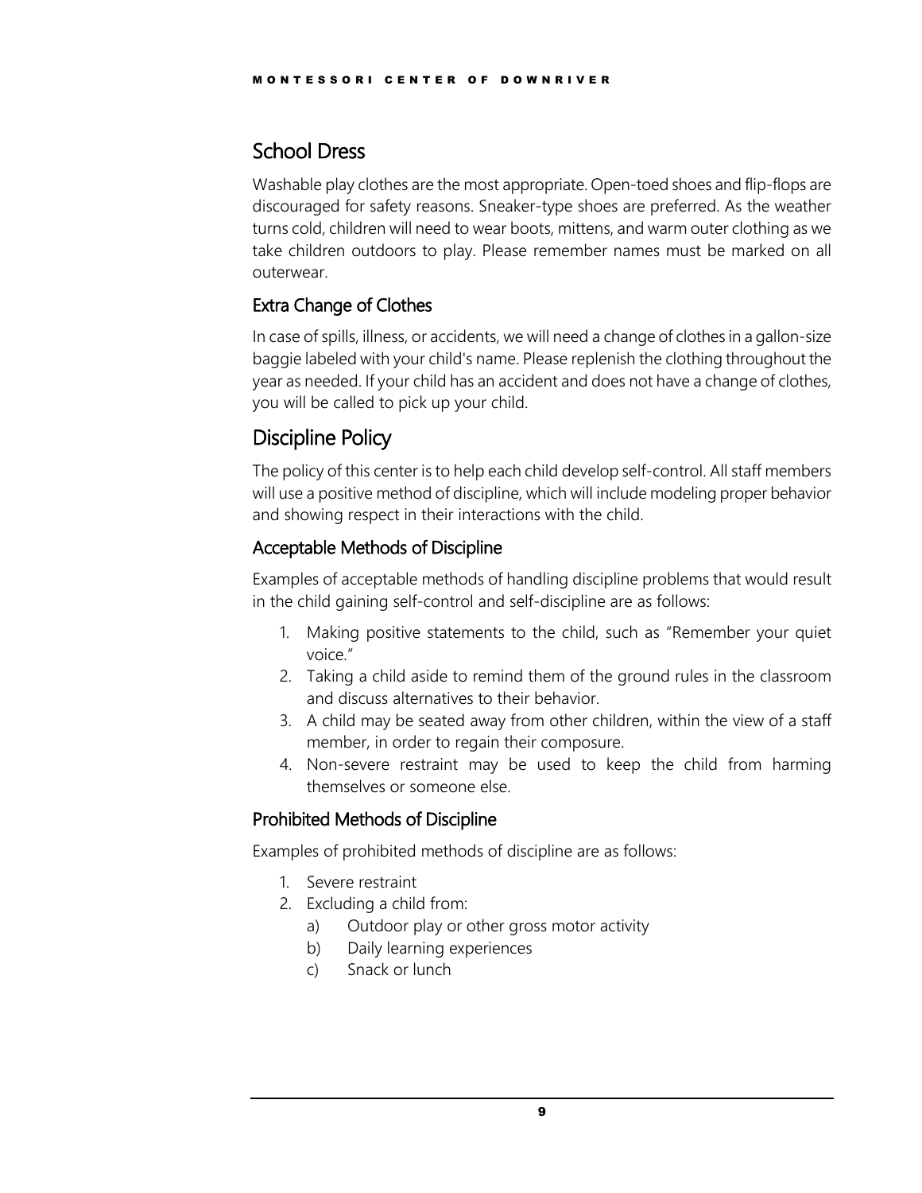## School Dress

Washable play clothes are the most appropriate. Open-toed shoes and flip-flops are discouraged for safety reasons. Sneaker-type shoes are preferred. As the weather turns cold, children will need to wear boots, mittens, and warm outer clothing as we take children outdoors to play. Please remember names must be marked on all outerwear.

### Extra Change of Clothes

In case of spills, illness, or accidents, we will need a change of clothes in a gallon-size baggie labeled with your child's name. Please replenish the clothing throughout the year as needed. If your child has an accident and does not have a change of clothes, you will be called to pick up your child.

## Discipline Policy

The policy of this center is to help each child develop self-control. All staff members will use a positive method of discipline, which will include modeling proper behavior and showing respect in their interactions with the child.

### Acceptable Methods of Discipline

Examples of acceptable methods of handling discipline problems that would result in the child gaining self-control and self-discipline are as follows:

1. Making positive statements to the child, such as "Remember your quiet voice."
2. Taking a child aside to remind them of the ground rules in the classroom and discuss alternatives to their behavior.
3. A child may be seated away from other children, within the view of a staff member, in order to regain their composure.
4. Non-severe restraint may be used to keep the child from harming themselves or someone else.

### Prohibited Methods of Discipline

Examples of prohibited methods of discipline are as follows:

1. Severe restraint
2. Excluding a child from:
   a) Outdoor play or other gross motor activity
   b) Daily learning experiences
   c) Snack or lunch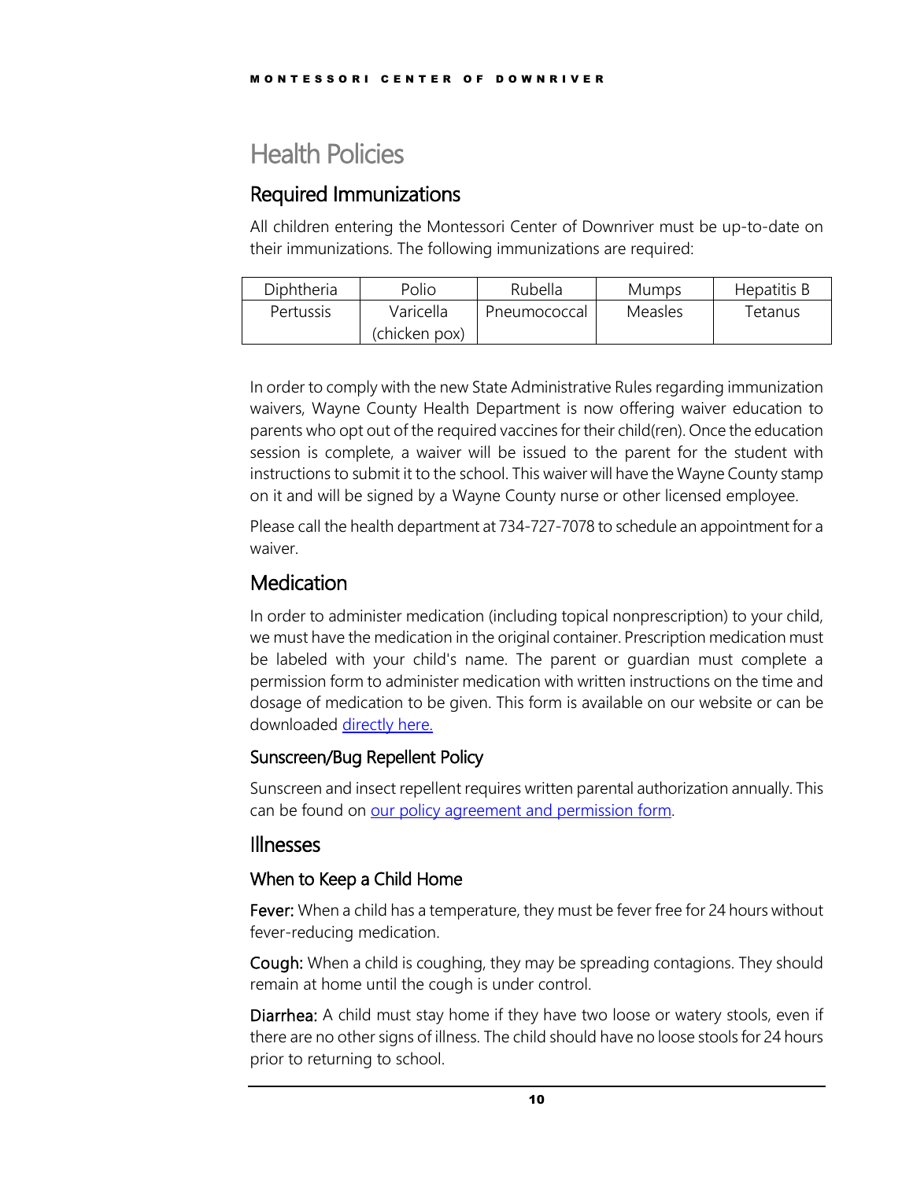# Health Policies

## Required Immunizations

All children entering the Montessori Center of Downriver must be up-to-date on their immunizations. The following immunizations are required:

| Diphtheria | Polio | Rubella | Mumps | Hepatitis B |
|---|---|---|---|---|
| Pertussis | Varicella (chicken pox) | Pneumococcal | Measles | Tetanus |

In order to comply with the new State Administrative Rules regarding immunization waivers, Wayne County Health Department is now offering waiver education to parents who opt out of the required vaccines for their child(ren). Once the education session is complete, a waiver will be issued to the parent for the student with instructions to submit it to the school. This waiver will have the Wayne County stamp on it and will be signed by a Wayne County nurse or other licensed employee.

Please call the health department at 734-727-7078 to schedule an appointment for a waiver.

## Medication

In order to administer medication (including topical nonprescription) to your child, we must have the medication in the original container. Prescription medication must be labeled with your child's name. The parent or guardian must complete a permission form to administer medication with written instructions on the time and dosage of medication to be given. This form is available on our website or can be downloaded directly here.

### Sunscreen/Bug Repellent Policy

Sunscreen and insect repellent requires written parental authorization annually. This can be found on our policy agreement and permission form.

## Illnesses

### When to Keep a Child Home

**Fever:** When a child has a temperature, they must be fever free for 24 hours without fever-reducing medication.

**Cough:** When a child is coughing, they may be spreading contagions. They should remain at home until the cough is under control.

**Diarrhea:** A child must stay home if they have two loose or watery stools, even if there are no other signs of illness. The child should have no loose stools for 24 hours prior to returning to school.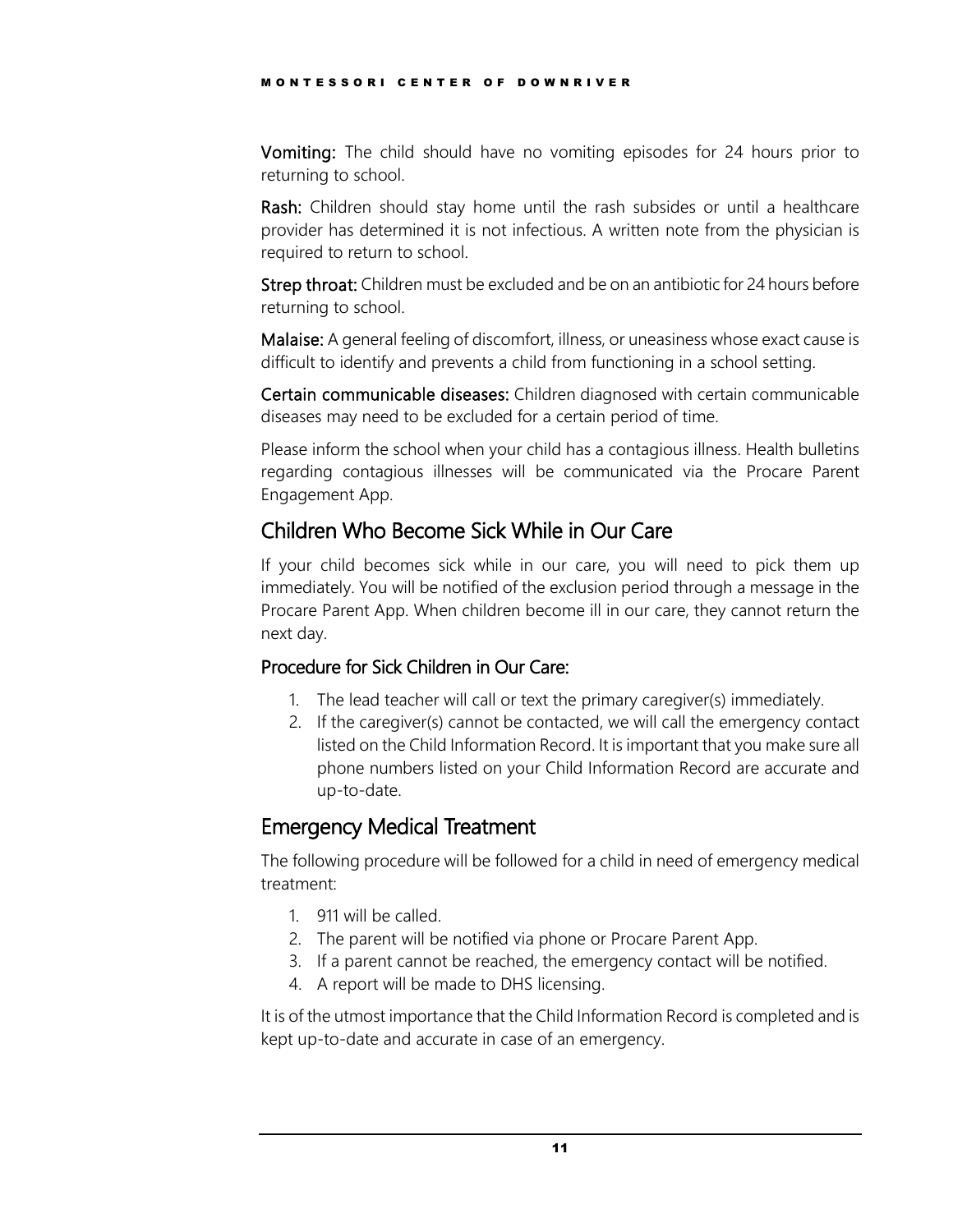**Vomiting:** The child should have no vomiting episodes for 24 hours prior to returning to school.

**Rash:** Children should stay home until the rash subsides or until a healthcare provider has determined it is not infectious. A written note from the physician is required to return to school.

**Strep throat:** Children must be excluded and be on an antibiotic for 24 hours before returning to school.

**Malaise:** A general feeling of discomfort, illness, or uneasiness whose exact cause is difficult to identify and prevents a child from functioning in a school setting.

**Certain communicable diseases:** Children diagnosed with certain communicable diseases may need to be excluded for a certain period of time.

Please inform the school when your child has a contagious illness. Health bulletins regarding contagious illnesses will be communicated via the Procare Parent Engagement App.

## Children Who Become Sick While in Our Care

If your child becomes sick while in our care, you will need to pick them up immediately. You will be notified of the exclusion period through a message in the Procare Parent App. When children become ill in our care, they cannot return the next day.

### Procedure for Sick Children in Our Care:

1. The lead teacher will call or text the primary caregiver(s) immediately.
2. If the caregiver(s) cannot be contacted, we will call the emergency contact listed on the Child Information Record. It is important that you make sure all phone numbers listed on your Child Information Record are accurate and up-to-date.

## Emergency Medical Treatment

The following procedure will be followed for a child in need of emergency medical treatment:

1. 911 will be called.
2. The parent will be notified via phone or Procare Parent App.
3. If a parent cannot be reached, the emergency contact will be notified.
4. A report will be made to DHS licensing.

It is of the utmost importance that the Child Information Record is completed and is kept up-to-date and accurate in case of an emergency.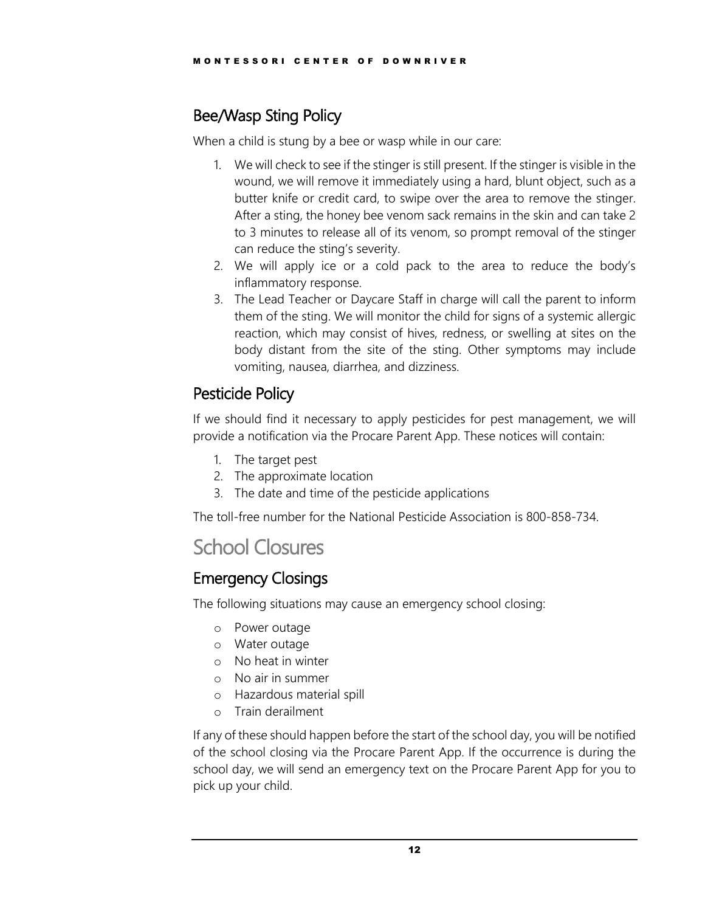## Bee/Wasp Sting Policy

When a child is stung by a bee or wasp while in our care:

1. We will check to see if the stinger is still present. If the stinger is visible in the wound, we will remove it immediately using a hard, blunt object, such as a butter knife or credit card, to swipe over the area to remove the stinger. After a sting, the honey bee venom sack remains in the skin and can take 2 to 3 minutes to release all of its venom, so prompt removal of the stinger can reduce the sting's severity.
2. We will apply ice or a cold pack to the area to reduce the body's inflammatory response.
3. The Lead Teacher or Daycare Staff in charge will call the parent to inform them of the sting. We will monitor the child for signs of a systemic allergic reaction, which may consist of hives, redness, or swelling at sites on the body distant from the site of the sting. Other symptoms may include vomiting, nausea, diarrhea, and dizziness.

## Pesticide Policy

If we should find it necessary to apply pesticides for pest management, we will provide a notification via the Procare Parent App. These notices will contain:

1. The target pest
2. The approximate location
3. The date and time of the pesticide applications

The toll-free number for the National Pesticide Association is 800-858-734.

# School Closures

## Emergency Closings

The following situations may cause an emergency school closing:

- Power outage
- Water outage
- No heat in winter
- No air in summer
- Hazardous material spill
- Train derailment

If any of these should happen before the start of the school day, you will be notified of the school closing via the Procare Parent App. If the occurrence is during the school day, we will send an emergency text on the Procare Parent App for you to pick up your child.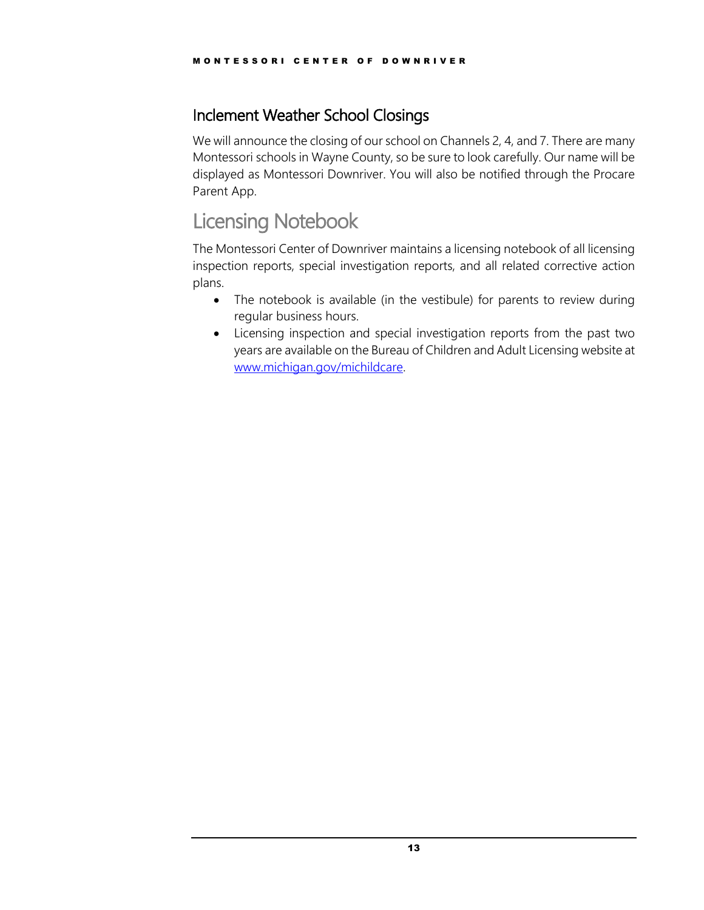## Inclement Weather School Closings

We will announce the closing of our school on Channels 2, 4, and 7. There are many Montessori schools in Wayne County, so be sure to look carefully. Our name will be displayed as Montessori Downriver. You will also be notified through the Procare Parent App.

# Licensing Notebook

The Montessori Center of Downriver maintains a licensing notebook of all licensing inspection reports, special investigation reports, and all related corrective action plans.

- The notebook is available (in the vestibule) for parents to review during regular business hours.
- Licensing inspection and special investigation reports from the past two years are available on the Bureau of Children and Adult Licensing website at [www.michigan.gov/michildcare](www.michigan.gov/michildcare).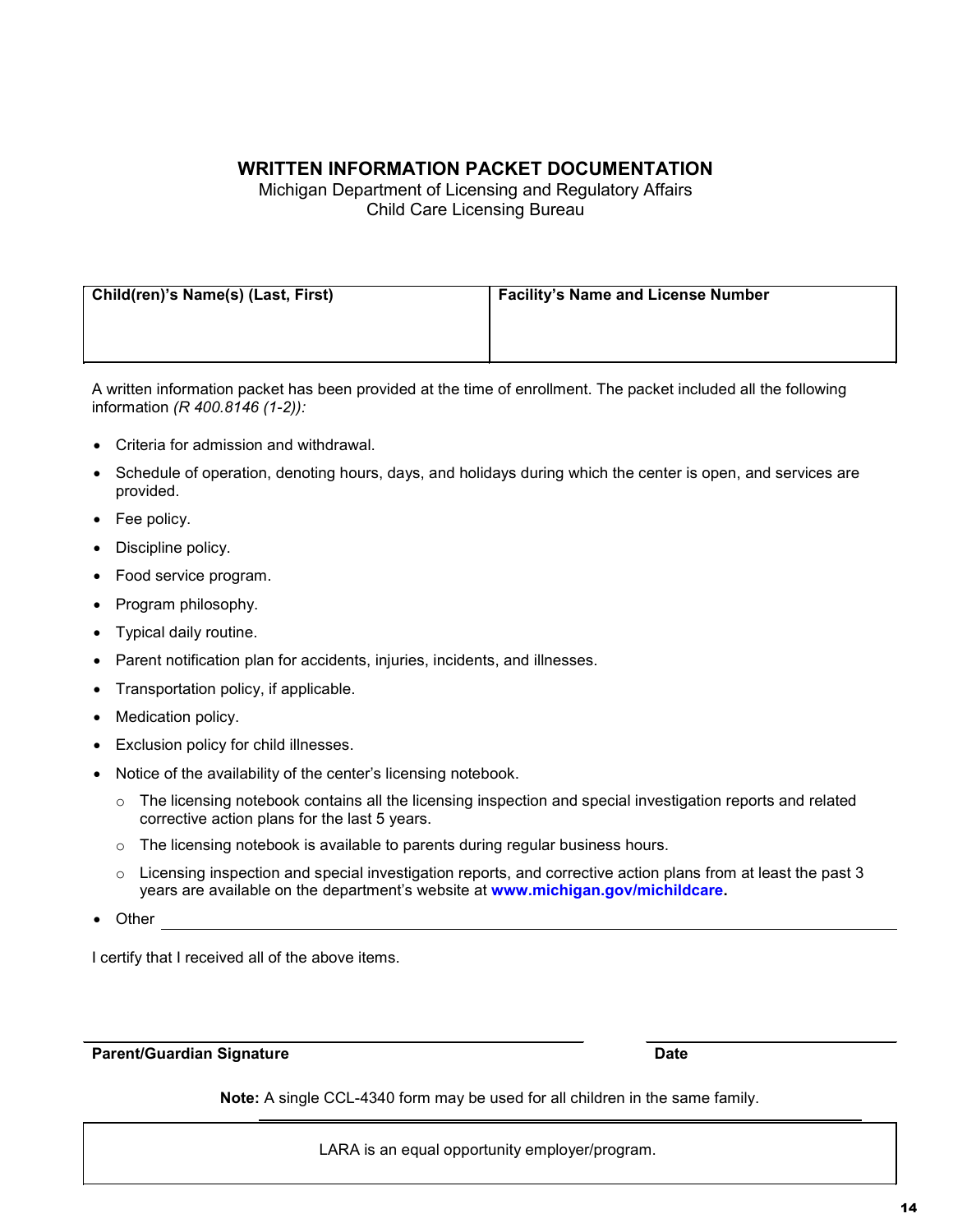# WRITTEN INFORMATION PACKET DOCUMENTATION

Michigan Department of Licensing and Regulatory Affairs
Child Care Licensing Bureau

| **Child(ren)'s Name(s) (Last, First)** | **Facility's Name and License Number** |
|---|---|
| | |

A written information packet has been provided at the time of enrollment. The packet included all the following information *(R 400.8146 (1-2)):*

- Criteria for admission and withdrawal.
- Schedule of operation, denoting hours, days, and holidays during which the center is open, and services are provided.
- Fee policy.
- Discipline policy.
- Food service program.
- Program philosophy.
- Typical daily routine.
- Parent notification plan for accidents, injuries, incidents, and illnesses.
- Transportation policy, if applicable.
- Medication policy.
- Exclusion policy for child illnesses.
- Notice of the availability of the center's licensing notebook.
  - The licensing notebook contains all the licensing inspection and special investigation reports and related corrective action plans for the last 5 years.
  - The licensing notebook is available to parents during regular business hours.
  - Licensing inspection and special investigation reports, and corrective action plans from at least the past 3 years are available on the department's website at **www.michigan.gov/michildcare.**
- Other \_\_\_\_\_\_\_\_\_\_\_\_\_\_\_\_\_\_\_\_\_\_\_\_\_\_\_\_\_\_\_\_\_\_\_\_\_\_\_\_

I certify that I received all of the above items.

\_\_\_\_\_\_\_\_\_\_\_\_\_\_\_\_\_\_\_\_\_\_\_\_\_\_\_\_\_\_\_\_\_\_\_\_\_\_\_\_ \_\_\_\_\_\_\_\_\_\_\_\_\_\_\_\_\_\_\_\_

**Parent/Guardian Signature** **Date**

**Note:** A single CCL-4340 form may be used for all children in the same family.

LARA is an equal opportunity employer/program.